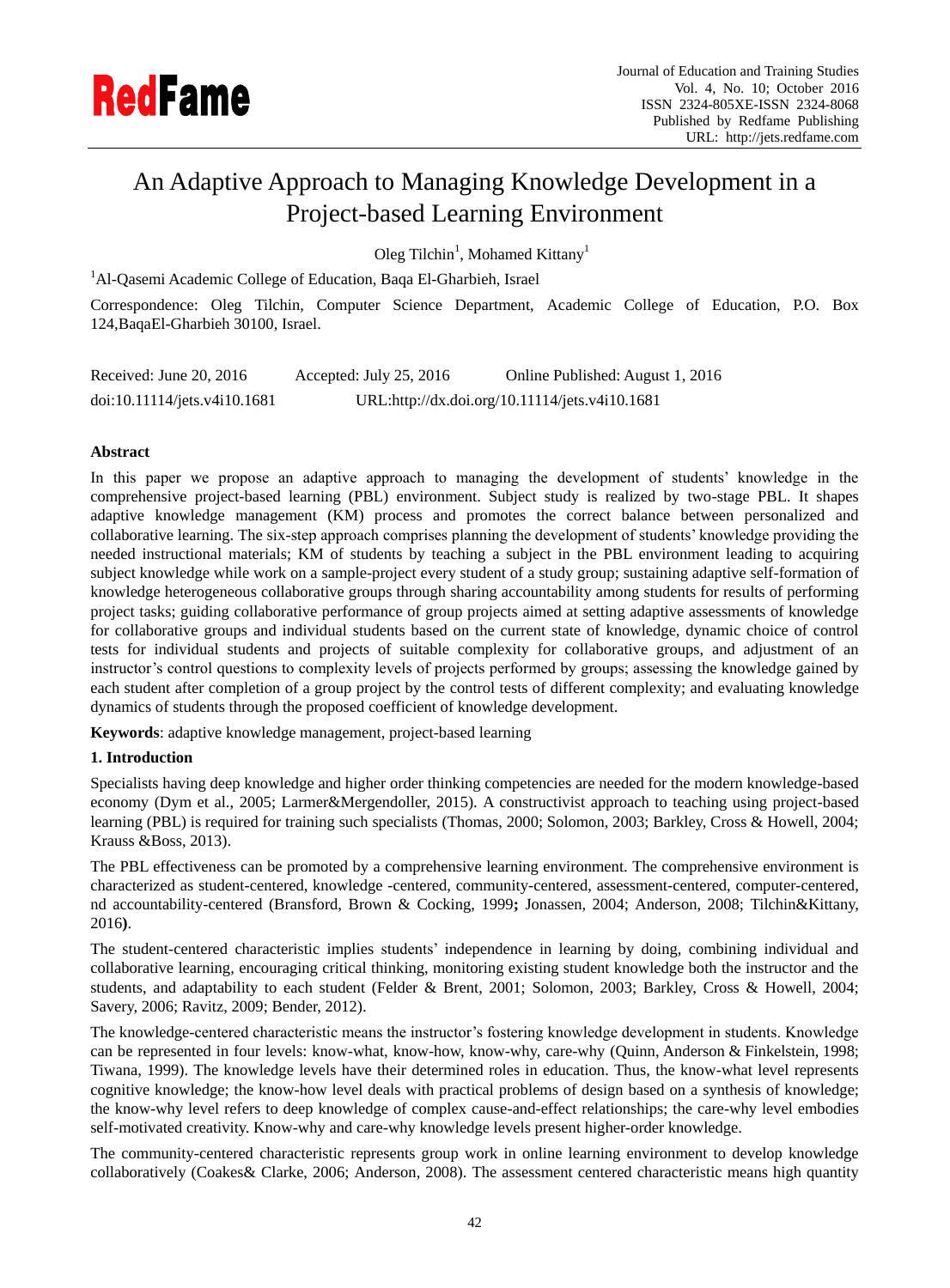# An Adaptive Approach to Managing Knowledge Development in a Project-based Learning Environment

Oleg Tilchin[1], Mohamed Kittany[1]

[1]Al-Qasemi Academic College of Education, Baqa El-Gharbieh, Israel

Correspondence: Oleg Tilchin, Computer Science Department, Academic College of Education, P.O. Box 124,BaqaEl-Gharbieh 30100, Israel.

Received: June 20, 2016 Accepted: July 25, 2016 Online Published: August 1, 2016

doi:10.11114/jets.v4i10.1681 URL:http://dx.doi.org/10.11114/jets.v4i10.1681

## Abstract

In this paper we propose an adaptive approach to managing the development of students' knowledge in the comprehensive project-based learning (PBL) environment. Subject study is realized by two-stage PBL. It shapes adaptive knowledge management (KM) process and promotes the correct balance between personalized and collaborative learning. The six-step approach comprises planning the development of students' knowledge providing the needed instructional materials; KM of students by teaching a subject in the PBL environment leading to acquiring subject knowledge while work on a sample-project every student of a study group; sustaining adaptive self-formation of knowledge heterogeneous collaborative groups through sharing accountability among students for results of performing project tasks; guiding collaborative performance of group projects aimed at setting adaptive assessments of knowledge for collaborative groups and individual students based on the current state of knowledge, dynamic choice of control tests for individual students and projects of suitable complexity for collaborative groups, and adjustment of an instructor's control questions to complexity levels of projects performed by groups; assessing the knowledge gained by each student after completion of a group project by the control tests of different complexity; and evaluating knowledge dynamics of students through the proposed coefficient of knowledge development.

**Keywords**: adaptive knowledge management, project-based learning

## 1. Introduction

Specialists having deep knowledge and higher order thinking competencies are needed for the modern knowledge-based economy (Dym et al., 2005; Larmer&Mergendoller, 2015). A constructivist approach to teaching using project-based learning (PBL) is required for training such specialists (Thomas, 2000; Solomon, 2003; Barkley, Cross & Howell, 2004; Krauss &Boss, 2013).

The PBL effectiveness can be promoted by a comprehensive learning environment. The comprehensive environment is characterized as student-centered, knowledge -centered, community-centered, assessment-centered, computer-centered, nd accountability-centered (Bransford, Brown & Cocking, 1999**;** Jonassen, 2004; Anderson, 2008; Tilchin&Kittany, 2016**)**.

The student-centered characteristic implies students' independence in learning by doing, combining individual and collaborative learning, encouraging critical thinking, monitoring existing student knowledge both the instructor and the students, and adaptability to each student (Felder & Brent, 2001; Solomon, 2003; Barkley, Cross & Howell, 2004; Savery, 2006; Ravitz, 2009; Bender, 2012).

The knowledge-centered characteristic means the instructor's fostering knowledge development in students. Knowledge can be represented in four levels: know-what, know-how, know-why, care-why (Quinn, Anderson & Finkelstein, 1998; Tiwana, 1999). The knowledge levels have their determined roles in education. Thus, the know-what level represents cognitive knowledge; the know-how level deals with practical problems of design based on a synthesis of knowledge; the know-why level refers to deep knowledge of complex cause-and-effect relationships; the care-why level embodies self-motivated creativity. Know-why and care-why knowledge levels present higher-order knowledge.

The community-centered characteristic represents group work in online learning environment to develop knowledge collaboratively (Coakes& Clarke, 2006; Anderson, 2008). The assessment centered characteristic means high quantity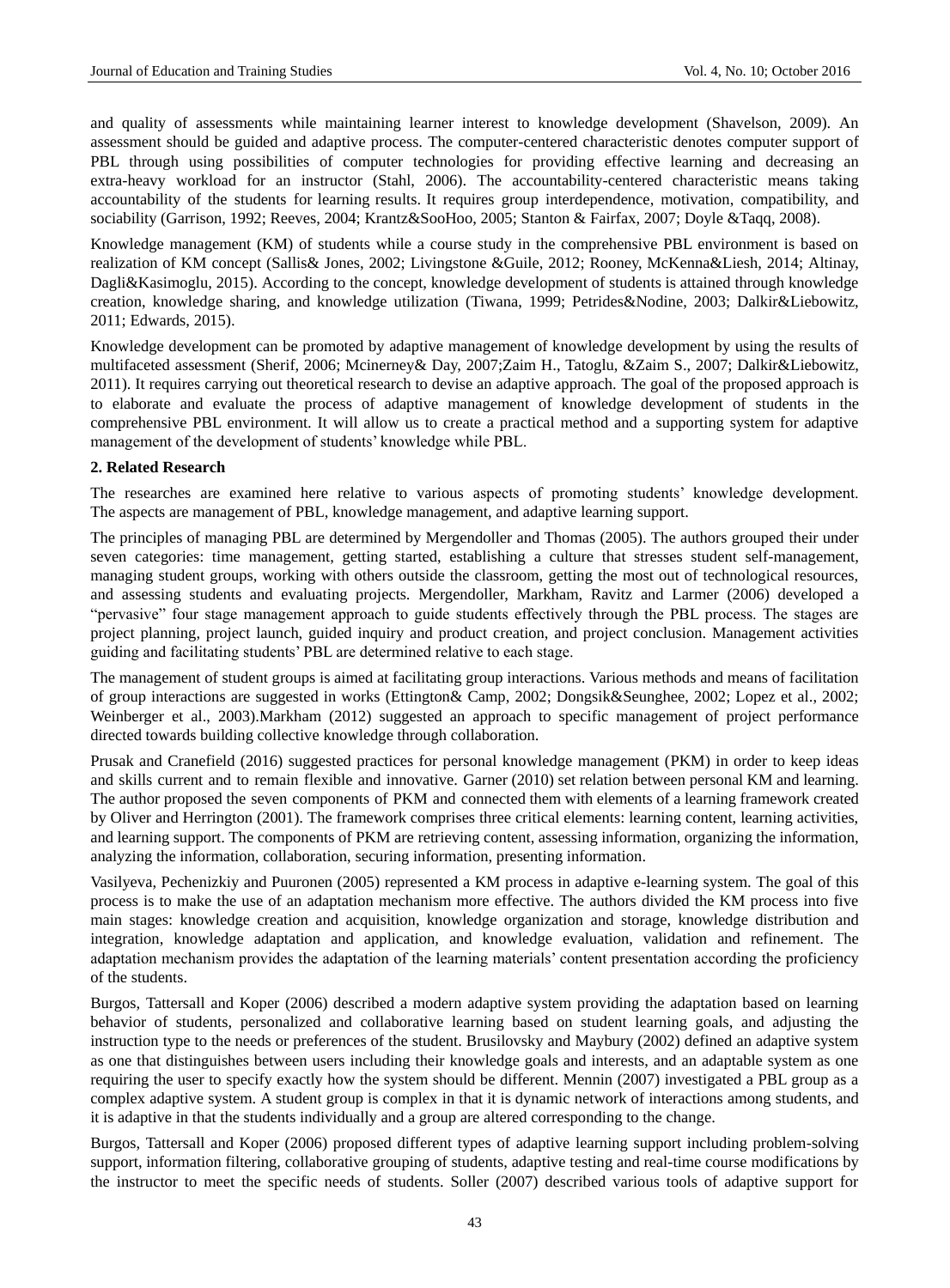and quality of assessments while maintaining learner interest to knowledge development (Shavelson, 2009). An assessment should be guided and adaptive process. The computer-centered characteristic denotes computer support of PBL through using possibilities of computer technologies for providing effective learning and decreasing an extra-heavy workload for an instructor (Stahl, 2006). The accountability-centered characteristic means taking accountability of the students for learning results. It requires group interdependence, motivation, compatibility, and sociability (Garrison, 1992; Reeves, 2004; Krantz&SooHoo, 2005; Stanton & Fairfax, 2007; Doyle &Taqq, 2008).

Knowledge management (KM) of students while a course study in the comprehensive PBL environment is based on realization of KM concept (Sallis& Jones, 2002; Livingstone &Guile, 2012; Rooney, McKenna&Liesh, 2014; Altinay, Dagli&Kasimoglu, 2015). According to the concept, knowledge development of students is attained through knowledge creation, knowledge sharing, and knowledge utilization (Tiwana, 1999; Petrides&Nodine, 2003; Dalkir&Liebowitz, 2011; Edwards, 2015).

Knowledge development can be promoted by adaptive management of knowledge development by using the results of multifaceted assessment (Sherif, 2006; Mcinerney& Day, 2007;Zaim H., Tatoglu, &Zaim S., 2007; Dalkir&Liebowitz, 2011). It requires carrying out theoretical research to devise an adaptive approach. The goal of the proposed approach is to elaborate and evaluate the process of adaptive management of knowledge development of students in the comprehensive PBL environment. It will allow us to create a practical method and a supporting system for adaptive management of the development of students' knowledge while PBL.

## 2. Related Research

The researches are examined here relative to various aspects of promoting students' knowledge development. The aspects are management of PBL, knowledge management, and adaptive learning support.

The principles of managing PBL are determined by Mergendoller and Thomas (2005). The authors grouped their under seven categories: time management, getting started, establishing a culture that stresses student self-management, managing student groups, working with others outside the classroom, getting the most out of technological resources, and assessing students and evaluating projects. Mergendoller, Markham, Ravitz and Larmer (2006) developed a "pervasive" four stage management approach to guide students effectively through the PBL process. The stages are project planning, project launch, guided inquiry and product creation, and project conclusion. Management activities guiding and facilitating students' PBL are determined relative to each stage.

The management of student groups is aimed at facilitating group interactions. Various methods and means of facilitation of group interactions are suggested in works (Ettington& Camp, 2002; Dongsik&Seunghee, 2002; Lopez et al., 2002; Weinberger et al., 2003).Markham (2012) suggested an approach to specific management of project performance directed towards building collective knowledge through collaboration.

Prusak and Cranefield (2016) suggested practices for personal knowledge management (PKM) in order to keep ideas and skills current and to remain flexible and innovative. Garner (2010) set relation between personal KM and learning. The author proposed the seven components of PKM and connected them with elements of a learning framework created by Oliver and Herrington (2001). The framework comprises three critical elements: learning content, learning activities, and learning support. The components of PKM are retrieving content, assessing information, organizing the information, analyzing the information, collaboration, securing information, presenting information.

Vasilyeva, Pechenizkiy and Puuronen (2005) represented a KM process in adaptive e-learning system. The goal of this process is to make the use of an adaptation mechanism more effective. The authors divided the KM process into five main stages: knowledge creation and acquisition, knowledge organization and storage, knowledge distribution and integration, knowledge adaptation and application, and knowledge evaluation, validation and refinement. The adaptation mechanism provides the adaptation of the learning materials' content presentation according the proficiency of the students.

Burgos, Tattersall and Koper (2006) described a modern adaptive system providing the adaptation based on learning behavior of students, personalized and collaborative learning based on student learning goals, and adjusting the instruction type to the needs or preferences of the student. Brusilovsky and Maybury (2002) defined an adaptive system as one that distinguishes between users including their knowledge goals and interests, and an adaptable system as one requiring the user to specify exactly how the system should be different. Mennin (2007) investigated a PBL group as a complex adaptive system. A student group is complex in that it is dynamic network of interactions among students, and it is adaptive in that the students individually and a group are altered corresponding to the change.

Burgos, Tattersall and Koper (2006) proposed different types of adaptive learning support including problem-solving support, information filtering, collaborative grouping of students, adaptive testing and real-time course modifications by the instructor to meet the specific needs of students. Soller (2007) described various tools of adaptive support for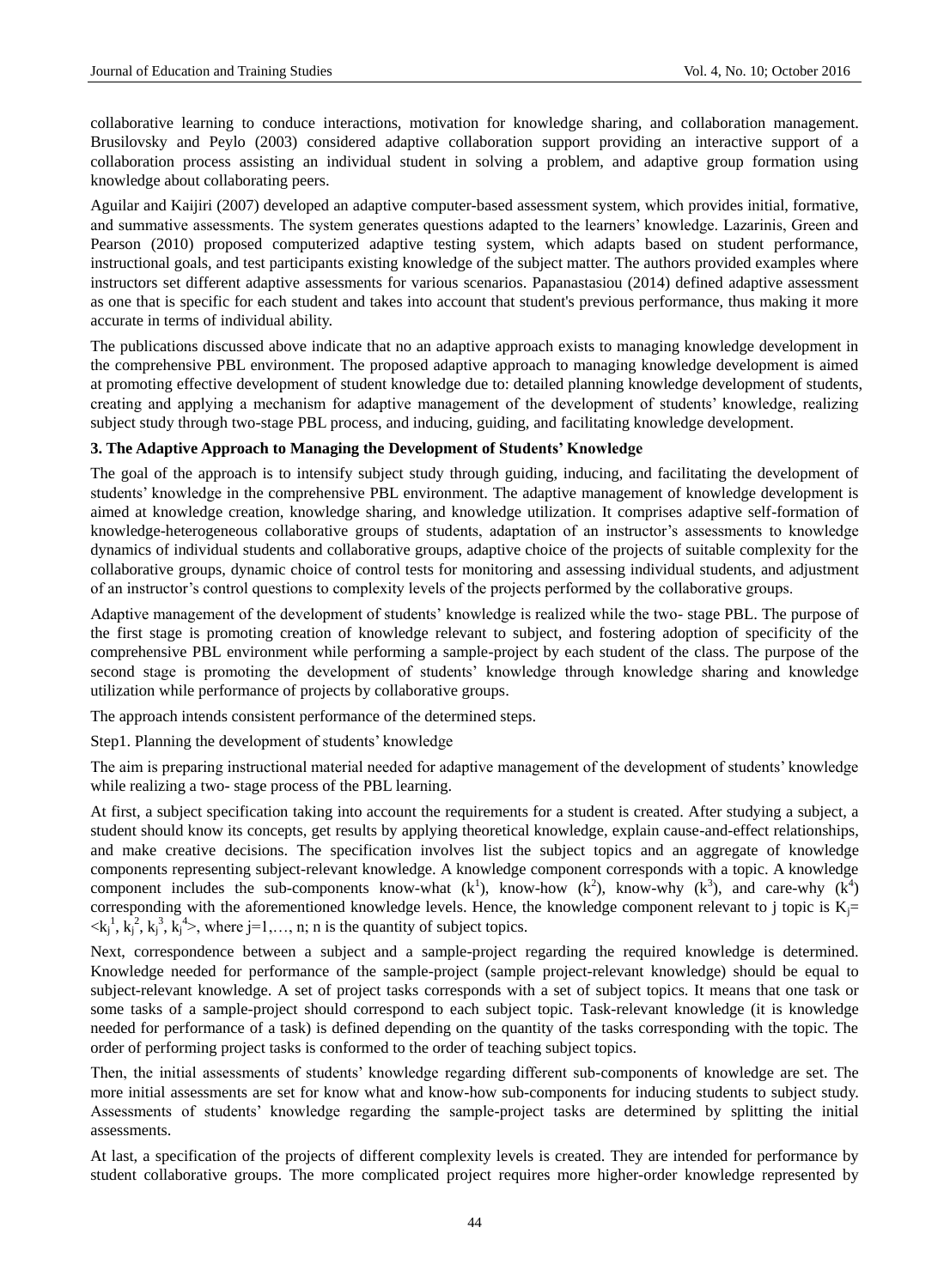collaborative learning to conduce interactions, motivation for knowledge sharing, and collaboration management. Brusilovsky and Peylo (2003) considered adaptive collaboration support providing an interactive support of a collaboration process assisting an individual student in solving a problem, and adaptive group formation using knowledge about collaborating peers.

Aguilar and Kaijiri (2007) developed an adaptive computer-based assessment system, which provides initial, formative, and summative assessments. The system generates questions adapted to the learners' knowledge. Lazarinis, Green and Pearson (2010) proposed computerized adaptive testing system, which adapts based on student performance, instructional goals, and test participants existing knowledge of the subject matter. The authors provided examples where instructors set different adaptive assessments for various scenarios. Papanastasiou (2014) defined adaptive assessment as one that is specific for each student and takes into account that student's previous performance, thus making it more accurate in terms of individual ability.

The publications discussed above indicate that no an adaptive approach exists to managing knowledge development in the comprehensive PBL environment. The proposed adaptive approach to managing knowledge development is aimed at promoting effective development of student knowledge due to: detailed planning knowledge development of students, creating and applying a mechanism for adaptive management of the development of students' knowledge, realizing subject study through two-stage PBL process, and inducing, guiding, and facilitating knowledge development.

## 3. The Adaptive Approach to Managing the Development of Students' Knowledge

The goal of the approach is to intensify subject study through guiding, inducing, and facilitating the development of students' knowledge in the comprehensive PBL environment. The adaptive management of knowledge development is aimed at knowledge creation, knowledge sharing, and knowledge utilization. It comprises adaptive self-formation of knowledge-heterogeneous collaborative groups of students, adaptation of an instructor's assessments to knowledge dynamics of individual students and collaborative groups, adaptive choice of the projects of suitable complexity for the collaborative groups, dynamic choice of control tests for monitoring and assessing individual students, and adjustment of an instructor's control questions to complexity levels of the projects performed by the collaborative groups.

Adaptive management of the development of students' knowledge is realized while the two- stage PBL. The purpose of the first stage is promoting creation of knowledge relevant to subject, and fostering adoption of specificity of the comprehensive PBL environment while performing a sample-project by each student of the class. The purpose of the second stage is promoting the development of students' knowledge through knowledge sharing and knowledge utilization while performance of projects by collaborative groups.

The approach intends consistent performance of the determined steps.

Step1. Planning the development of students' knowledge

The aim is preparing instructional material needed for adaptive management of the development of students' knowledge while realizing a two- stage process of the PBL learning.

At first, a subject specification taking into account the requirements for a student is created. After studying a subject, a student should know its concepts, get results by applying theoretical knowledge, explain cause-and-effect relationships, and make creative decisions. The specification involves list the subject topics and an aggregate of knowledge components representing subject-relevant knowledge. A knowledge component corresponds with a topic. A knowledge component includes the sub-components know-what ($k^1$), know-how ($k^2$), know-why ($k^3$), and care-why ($k^4$) corresponding with the aforementioned knowledge levels. Hence, the knowledge component relevant to j topic is $K_j = \langle k_j^1, k_j^2, k_j^3, k_j^4 \rangle$, where j=1,…, n; n is the quantity of subject topics.

Next, correspondence between a subject and a sample-project regarding the required knowledge is determined. Knowledge needed for performance of the sample-project (sample project-relevant knowledge) should be equal to subject-relevant knowledge. A set of project tasks corresponds with a set of subject topics. It means that one task or some tasks of a sample-project should correspond to each subject topic. Task-relevant knowledge (it is knowledge needed for performance of a task) is defined depending on the quantity of the tasks corresponding with the topic. The order of performing project tasks is conformed to the order of teaching subject topics.

Then, the initial assessments of students' knowledge regarding different sub-components of knowledge are set. The more initial assessments are set for know what and know-how sub-components for inducing students to subject study. Assessments of students' knowledge regarding the sample-project tasks are determined by splitting the initial assessments.

At last, a specification of the projects of different complexity levels is created. They are intended for performance by student collaborative groups. The more complicated project requires more higher-order knowledge represented by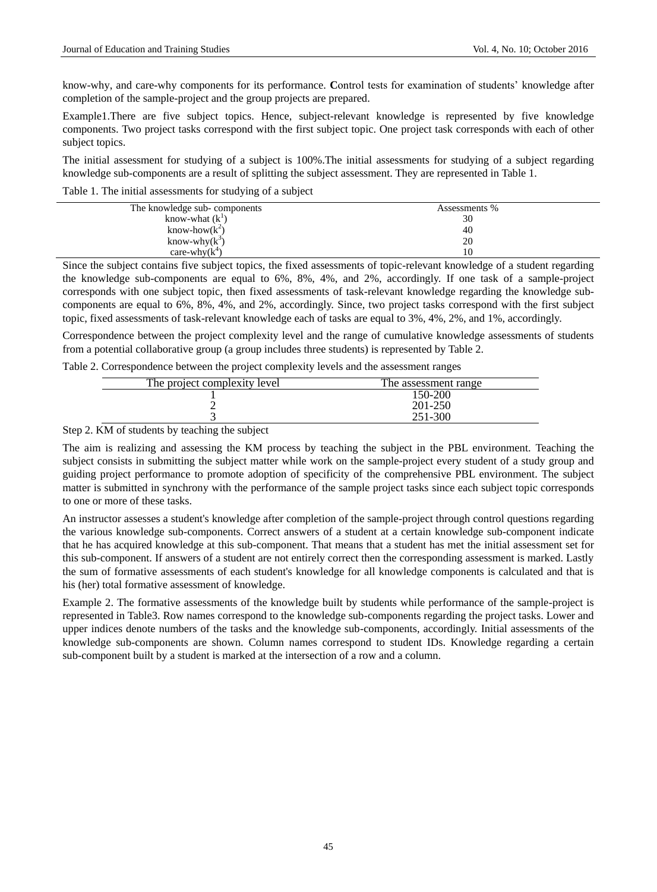know-why, and care-why components for its performance. **C**ontrol tests for examination of students' knowledge after completion of the sample-project and the group projects are prepared.

Example1.There are five subject topics. Hence, subject-relevant knowledge is represented by five knowledge components. Two project tasks correspond with the first subject topic. One project task corresponds with each of other subject topics.

The initial assessment for studying of a subject is 100%.The initial assessments for studying of a subject regarding knowledge sub-components are a result of splitting the subject assessment. They are represented in Table 1.

Table 1. The initial assessments for studying of a subject

| The knowledge sub- components | Assessments % |
|---|---|
| know-what ($k^1$) | 30 |
| know-how($k^2$) | 40 |
| know-why($k^3$) | 20 |
| care-why($k^4$) | 10 |

Since the subject contains five subject topics, the fixed assessments of topic-relevant knowledge of a student regarding the knowledge sub-components are equal to 6%, 8%, 4%, and 2%, accordingly. If one task of a sample-project corresponds with one subject topic, then fixed assessments of task-relevant knowledge regarding the knowledge sub-components are equal to 6%, 8%, 4%, and 2%, accordingly. Since, two project tasks correspond with the first subject topic, fixed assessments of task-relevant knowledge each of tasks are equal to 3%, 4%, 2%, and 1%, accordingly.

Correspondence between the project complexity level and the range of cumulative knowledge assessments of students from a potential collaborative group (a group includes three students) is represented by Table 2.

Table 2. Correspondence between the project complexity levels and the assessment ranges

| The project complexity level | The assessment range |
|---|---|
| 1 | 150-200 |
| 2 | 201-250 |
| 3 | 251-300 |

Step 2. KM of students by teaching the subject

The aim is realizing and assessing the KM process by teaching the subject in the PBL environment. Teaching the subject consists in submitting the subject matter while work on the sample-project every student of a study group and guiding project performance to promote adoption of specificity of the comprehensive PBL environment. The subject matter is submitted in synchrony with the performance of the sample project tasks since each subject topic corresponds to one or more of these tasks.

An instructor assesses a student's knowledge after completion of the sample-project through control questions regarding the various knowledge sub-components. Correct answers of a student at a certain knowledge sub-component indicate that he has acquired knowledge at this sub-component. That means that a student has met the initial assessment set for this sub-component. If answers of a student are not entirely correct then the corresponding assessment is marked. Lastly the sum of formative assessments of each student's knowledge for all knowledge components is calculated and that is his (her) total formative assessment of knowledge.

Example 2. The formative assessments of the knowledge built by students while performance of the sample-project is represented in Table3. Row names correspond to the knowledge sub-components regarding the project tasks. Lower and upper indices denote numbers of the tasks and the knowledge sub-components, accordingly. Initial assessments of the knowledge sub-components are shown. Column names correspond to student IDs. Knowledge regarding a certain sub-component built by a student is marked at the intersection of a row and a column.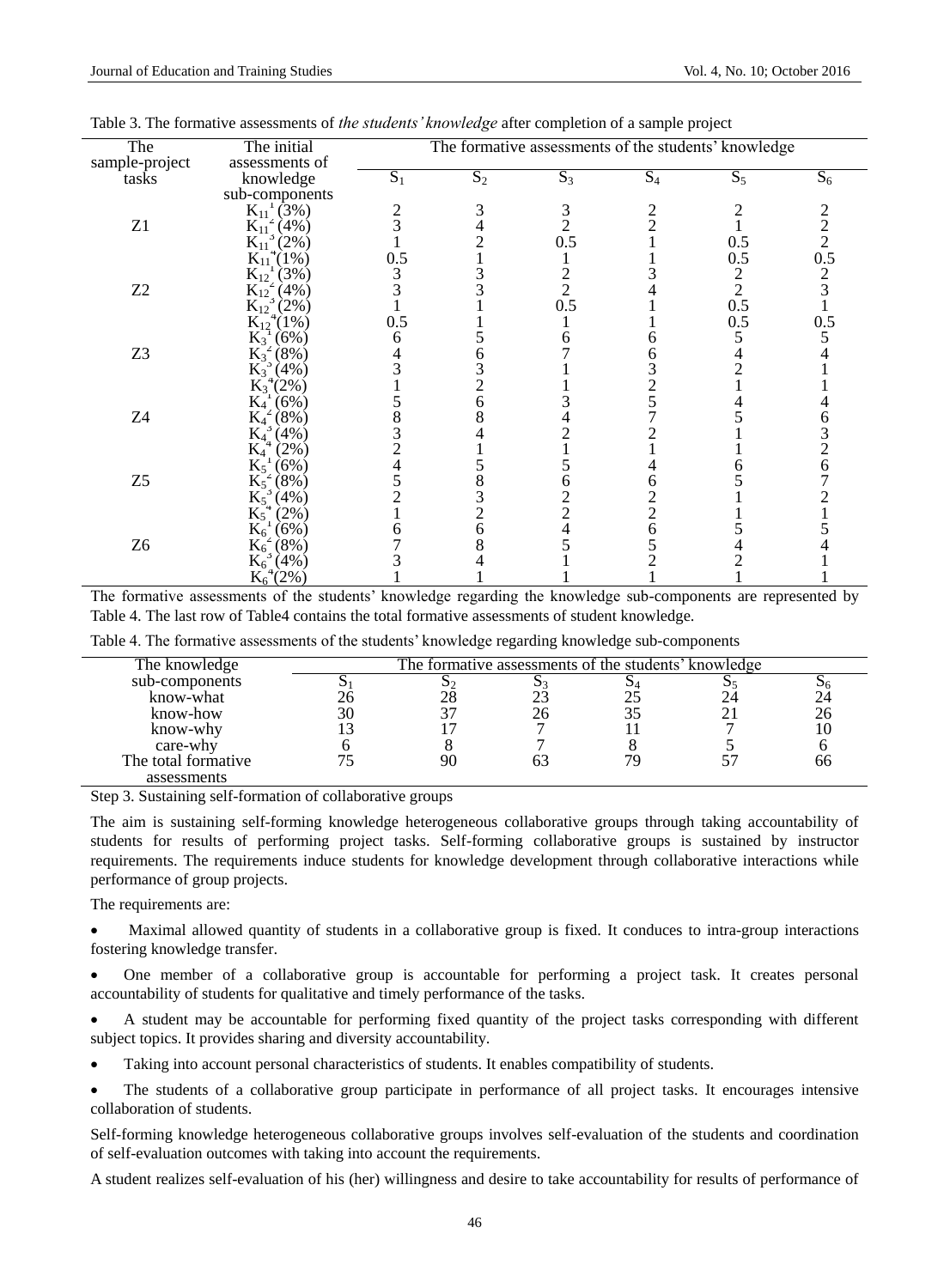Table 3. The formative assessments of *the students' knowledge* after completion of a sample project

| The sample-project tasks | The initial assessments of knowledge sub-components | The formative assessments of the students' knowledge | | | | | |
|---|---|---|---|---|---|---|---|
| | | $S_1$ | $S_2$ | $S_3$ | $S_4$ | $S_5$ | $S_6$ |
| Z1 | $K_{11}^1$ (3%) | 2 | 3 | 3 | 2 | 2 | 2 |
| | $K_{11}^2$ (4%) | 3 | 4 | 2 | 2 | 1 | 2 |
| | $K_{11}^3$ (2%) | 1 | 2 | 0.5 | 1 | 0.5 | 2 |
| | $K_{11}^4$(1%) | 0.5 | 1 | 1 | 1 | 0.5 | 0.5 |
| Z2 | $K_{12}^1$ (3%) | 3 | 3 | 2 | 3 | 2 | 2 |
| | $K_{12}^2$ (4%) | 3 | 3 | 2 | 4 | 2 | 3 |
| | $K_{12}^3$ (2%) | 1 | 1 | 0.5 | 1 | 0.5 | 1 |
| | $K_{12}^4$(1%) | 0.5 | 1 | 1 | 1 | 0.5 | 0.5 |
| Z3 | $K_3^1$ (6%) | 6 | 5 | 6 | 6 | 5 | 5 |
| | $K_3^2$ (8%) | 4 | 6 | 7 | 6 | 4 | 4 |
| | $K_3^3$ (4%) | 3 | 3 | 1 | 3 | 2 | 1 |
| | $K_3^4$(2%) | 1 | 2 | 1 | 2 | 1 | 1 |
| Z4 | $K_4^1$ (6%) | 5 | 6 | 3 | 5 | 4 | 4 |
| | $K_4^2$ (8%) | 8 | 8 | 4 | 7 | 5 | 6 |
| | $K_4^3$ (4%) | 3 | 4 | 2 | 2 | 1 | 3 |
| | $K_4^4$ (2%) | 2 | 1 | 1 | 1 | 1 | 2 |
| Z5 | $K_5^1$ (6%) | 4 | 5 | 5 | 4 | 6 | 6 |
| | $K_5^2$ (8%) | 5 | 8 | 6 | 6 | 5 | 7 |
| | $K_5^3$ (4%) | 2 | 3 | 2 | 2 | 1 | 2 |
| | $K_5^4$ (2%) | 1 | 2 | 2 | 2 | 1 | 1 |
| Z6 | $K_6^1$ (6%) | 6 | 6 | 4 | 6 | 5 | 5 |
| | $K_6^2$ (8%) | 7 | 8 | 5 | 5 | 4 | 4 |
| | $K_6^3$ (4%) | 3 | 4 | 1 | 2 | 2 | 1 |
| | $K_6^4$(2%) | 1 | 1 | 1 | 1 | 1 | 1 |

The formative assessments of the students' knowledge regarding the knowledge sub-components are represented by Table 4. The last row of Table4 contains the total formative assessments of student knowledge.

Table 4. The formative assessments of the students' knowledge regarding knowledge sub-components

| The knowledge sub-components | The formative assessments of the students' knowledge | | | | | |
|---|---|---|---|---|---|---|
| | $S_1$ | $S_2$ | $S_3$ | $S_4$ | $S_5$ | $S_6$ |
| know-what | 26 | 28 | 23 | 25 | 24 | 24 |
| know-how | 30 | 37 | 26 | 35 | 21 | 26 |
| know-why | 13 | 17 | 7 | 11 | 7 | 10 |
| care-why | 6 | 8 | 7 | 8 | 5 | 6 |
| The total formative assessments | 75 | 90 | 63 | 79 | 57 | 66 |

Step 3. Sustaining self-formation of collaborative groups

The aim is sustaining self-forming knowledge heterogeneous collaborative groups through taking accountability of students for results of performing project tasks. Self-forming collaborative groups is sustained by instructor requirements. The requirements induce students for knowledge development through collaborative interactions while performance of group projects.

The requirements are:

- Maximal allowed quantity of students in a collaborative group is fixed. It conduces to intra-group interactions fostering knowledge transfer.
- One member of a collaborative group is accountable for performing a project task. It creates personal accountability of students for qualitative and timely performance of the tasks.
- A student may be accountable for performing fixed quantity of the project tasks corresponding with different subject topics. It provides sharing and diversity accountability.
- Taking into account personal characteristics of students. It enables compatibility of students.
- The students of a collaborative group participate in performance of all project tasks. It encourages intensive collaboration of students.

Self-forming knowledge heterogeneous collaborative groups involves self-evaluation of the students and coordination of self-evaluation outcomes with taking into account the requirements.

A student realizes self-evaluation of his (her) willingness and desire to take accountability for results of performance of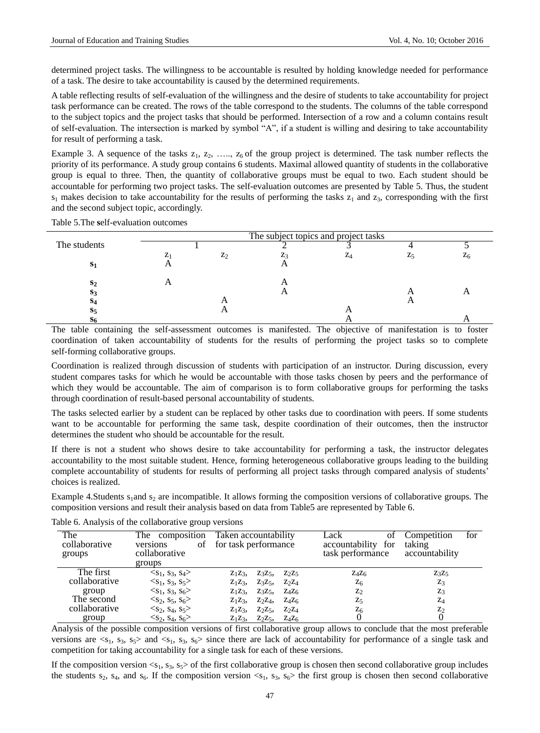determined project tasks. The willingness to be accountable is resulted by holding knowledge needed for performance of a task. The desire to take accountability is caused by the determined requirements.

A table reflecting results of self-evaluation of the willingness and the desire of students to take accountability for project task performance can be created. The rows of the table correspond to the students. The columns of the table correspond to the subject topics and the project tasks that should be performed. Intersection of a row and a column contains result of self-evaluation. The intersection is marked by symbol "A", if a student is willing and desiring to take accountability for result of performing a task.

Example 3. A sequence of the tasks $z_1$, $z_2$, ….., $z_6$ of the group project is determined. The task number reflects the priority of its performance. A study group contains 6 students. Maximal allowed quantity of students in the collaborative group is equal to three. Then, the quantity of collaborative groups must be equal to two. Each student should be accountable for performing two project tasks. The self-evaluation outcomes are presented by Table 5. Thus, the student $s_1$ makes decision to take accountability for the results of performing the tasks $z_1$ and $z_3$, corresponding with the first and the second subject topic, accordingly.

Table 5.The self-evaluation outcomes

| The students | The subject topics and project tasks | | | | | |
|---|---|---|---|---|---|---|
| | 1 | | 2 | 3 | 4 | 5 |
| | $z_1$ | $z_2$ | $z_3$ | $z_4$ | $z_5$ | $z_6$ |
| **$s_1$** | A | | A | | | |
| **$s_2$** | A | | A | | | |
| **$s_3$** | | | A | | A | A |
| **$s_4$** | | A | | | A | |
| **$s_5$** | | A | | A | | |
| **$s_6$** | | | | A | | A |

The table containing the self-assessment outcomes is manifested. The objective of manifestation is to foster coordination of taken accountability of students for the results of performing the project tasks so to complete self-forming collaborative groups.

Coordination is realized through discussion of students with participation of an instructor. During discussion, every student compares tasks for which he would be accountable with those tasks chosen by peers and the performance of which they would be accountable. The aim of comparison is to form collaborative groups for performing the tasks through coordination of result-based personal accountability of students.

The tasks selected earlier by a student can be replaced by other tasks due to coordination with peers. If some students want to be accountable for performing the same task, despite coordination of their outcomes, then the instructor determines the student who should be accountable for the result.

If there is not a student who shows desire to take accountability for performing a task, the instructor delegates accountability to the most suitable student. Hence, forming heterogeneous collaborative groups leading to the building complete accountability of students for results of performing all project tasks through compared analysis of students' choices is realized.

Example 4.Students $s_1$and $s_2$ are incompatible. It allows forming the composition versions of collaborative groups. The composition versions and result their analysis based on data from Table5 are represented by Table 6.

Table 6. Analysis of the collaborative group versions

| The collaborative groups | The composition versions of collaborative groups | Taken accountability for task performance | Lack of accountability for task performance | Competition for taking accountability |
|---|---|---|---|---|
| The first collaborative group | $<s_1, s_3, s_4>$ | $z_1z_3$, $z_3z_5$, $z_2z_5$ | $z_4z_6$ | $z_3z_5$ |
| | $<s_1, s_3, s_5>$ | $z_1z_3$, $z_3z_5$, $z_2z_4$ | $z_6$ | $z_3$ |
| | $<s_1, s_3, s_6>$ | $z_1z_3$, $z_3z_5$, $z_4z_6$ | $z_2$ | $z_3$ |
| The second collaborative group | $<s_2, s_5, s_6>$ | $z_1z_3$, $z_2z_4$, $z_4z_6$ | $z_5$ | $z_4$ |
| | $<s_2, s_4, s_5>$ | $z_1z_3$, $z_2z_5$, $z_2z_4$ | $z_6$ | $z_2$ |
| | $<s_2, s_4, s_6>$ | $z_1z_3$, $z_2z_5$, $z_4z_6$ | 0 | 0 |

Analysis of the possible composition versions of first collaborative group allows to conclude that the most preferable versions are $<s_1, s_3, s_5>$ and $<s_1, s_3, s_6>$ since there are lack of accountability for performance of a single task and competition for taking accountability for a single task for each of these versions.

If the composition version $<s_1, s_3, s_5>$ of the first collaborative group is chosen then second collaborative group includes the students $s_2$, $s_4$, and $s_6$. If the composition version $<s_1, s_3, s_6>$ the first group is chosen then second collaborative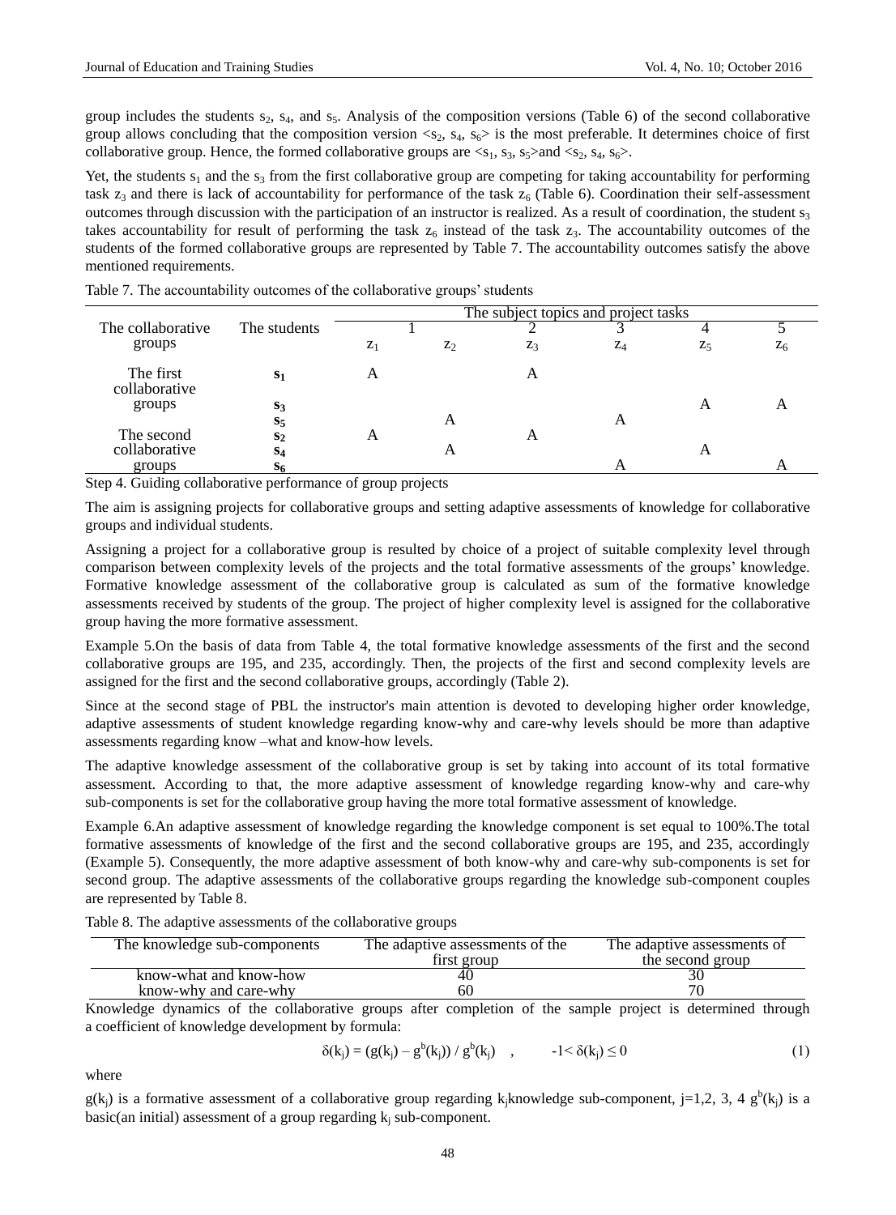group includes the students $s_2$, $s_4$, and $s_5$. Analysis of the composition versions (Table 6) of the second collaborative group allows concluding that the composition version $<s_2, s_4, s_6>$ is the most preferable. It determines choice of first collaborative group. Hence, the formed collaborative groups are $<s_1, s_3, s_5>$and $<s_2, s_4, s_6>$.

Yet, the students $s_1$ and the $s_3$ from the first collaborative group are competing for taking accountability for performing task $z_3$ and there is lack of accountability for performance of the task $z_6$ (Table 6). Coordination their self-assessment outcomes through discussion with the participation of an instructor is realized. As a result of coordination, the student $s_3$ takes accountability for result of performing the task $z_6$ instead of the task $z_3$. The accountability outcomes of the students of the formed collaborative groups are represented by Table 7. The accountability outcomes satisfy the above mentioned requirements.

Table 7. The accountability outcomes of the collaborative groups' students

| The collaborative groups | The students | The subject topics and project tasks | | | | | |
|---|---|---|---|---|---|---|---|
| | | 1 | | 2 | 3 | 4 | 5 |
| | | $z_1$ | $z_2$ | $z_3$ | $z_4$ | $z_5$ | $z_6$ |
| The first collaborative groups | $s_1$ | A | | A | | | |
| | $s_3$ | | | | | A | A |
| | $s_5$ | | A | | A | | |
| The second collaborative groups | $s_2$ | A | | A | | | |
| | $s_4$ | | A | | | A | |
| | $s_6$ | | | | A | | A |

Step 4. Guiding collaborative performance of group projects

The aim is assigning projects for collaborative groups and setting adaptive assessments of knowledge for collaborative groups and individual students.

Assigning a project for a collaborative group is resulted by choice of a project of suitable complexity level through comparison between complexity levels of the projects and the total formative assessments of the groups' knowledge. Formative knowledge assessment of the collaborative group is calculated as sum of the formative knowledge assessments received by students of the group. The project of higher complexity level is assigned for the collaborative group having the more formative assessment.

Example 5.On the basis of data from Table 4, the total formative knowledge assessments of the first and the second collaborative groups are 195, and 235, accordingly. Then, the projects of the first and second complexity levels are assigned for the first and the second collaborative groups, accordingly (Table 2).

Since at the second stage of PBL the instructor's main attention is devoted to developing higher order knowledge, adaptive assessments of student knowledge regarding know-why and care-why levels should be more than adaptive assessments regarding know –what and know-how levels.

The adaptive knowledge assessment of the collaborative group is set by taking into account of its total formative assessment. According to that, the more adaptive assessment of knowledge regarding know-why and care-why sub-components is set for the collaborative group having the more total formative assessment of knowledge.

Example 6.An adaptive assessment of knowledge regarding the knowledge component is set equal to 100%.The total formative assessments of knowledge of the first and the second collaborative groups are 195, and 235, accordingly (Example 5). Consequently, the more adaptive assessment of both know-why and care-why sub-components is set for second group. The adaptive assessments of the collaborative groups regarding the knowledge sub-component couples are represented by Table 8.

Table 8. The adaptive assessments of the collaborative groups

| The knowledge sub-components | The adaptive assessments of the first group | The adaptive assessments of the second group |
|---|---|---|
| know-what and know-how | 40 | 30 |
| know-why and care-why | 60 | 70 |

Knowledge dynamics of the collaborative groups after completion of the sample project is determined through a coefficient of knowledge development by formula:

$$\delta(k_j) = (g(k_j) - g^b(k_j)) / g^b(k_j) \quad , \qquad -1< \delta(k_j) \leq 0 \tag{1}$$

where

$g(k_j)$ is a formative assessment of a collaborative group regarding $k_j$knowledge sub-component, j=1,2, 3, 4 $g^b(k_j)$ is a basic(an initial) assessment of a group regarding $k_j$ sub-component.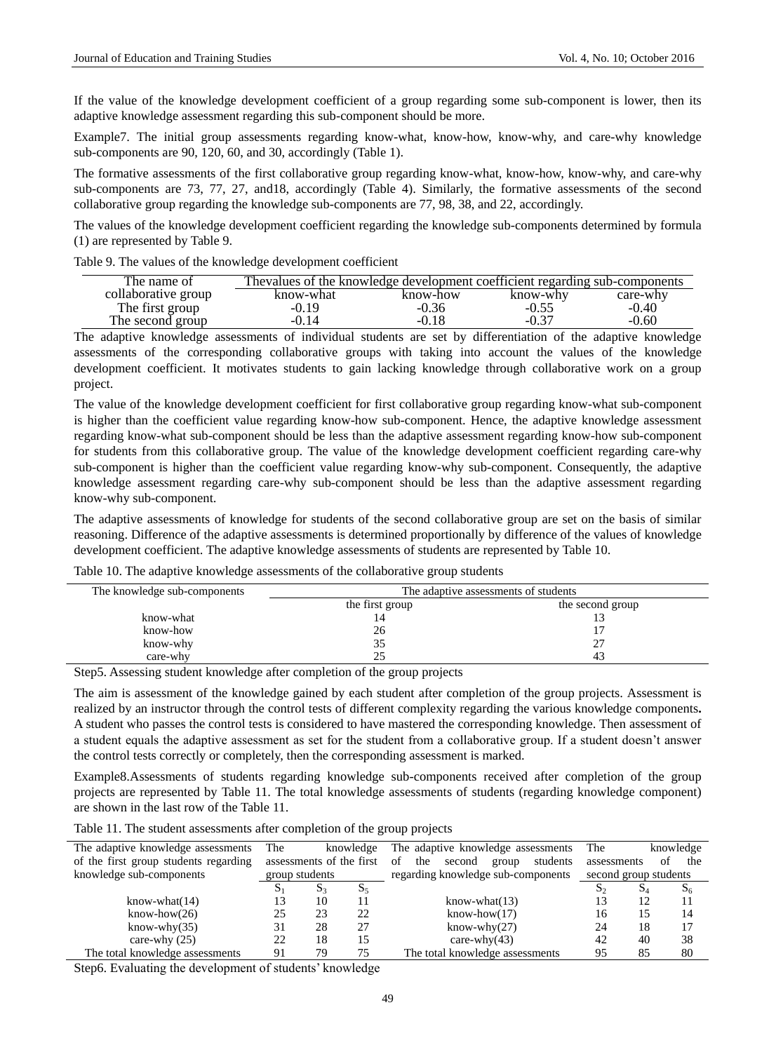If the value of the knowledge development coefficient of a group regarding some sub-component is lower, then its adaptive knowledge assessment regarding this sub-component should be more.

Example7. The initial group assessments regarding know-what, know-how, know-why, and care-why knowledge sub-components are 90, 120, 60, and 30, accordingly (Table 1).

The formative assessments of the first collaborative group regarding know-what, know-how, know-why, and care-why sub-components are 73, 77, 27, and18, accordingly (Table 4). Similarly, the formative assessments of the second collaborative group regarding the knowledge sub-components are 77, 98, 38, and 22, accordingly.

The values of the knowledge development coefficient regarding the knowledge sub-components determined by formula (1) are represented by Table 9.

Table 9. The values of the knowledge development coefficient

| The name of collaborative group | Thevalues of the knowledge development coefficient regarding sub-components | | | |
|---|---|---|---|---|
| | know-what | know-how | know-why | care-why |
| The first group | -0.19 | -0.36 | -0.55 | -0.40 |
| The second group | -0.14 | -0.18 | -0.37 | -0.60 |

The adaptive knowledge assessments of individual students are set by differentiation of the adaptive knowledge assessments of the corresponding collaborative groups with taking into account the values of the knowledge development coefficient. It motivates students to gain lacking knowledge through collaborative work on a group project.

The value of the knowledge development coefficient for first collaborative group regarding know-what sub-component is higher than the coefficient value regarding know-how sub-component. Hence, the adaptive knowledge assessment regarding know-what sub-component should be less than the adaptive assessment regarding know-how sub-component for students from this collaborative group. The value of the knowledge development coefficient regarding care-why sub-component is higher than the coefficient value regarding know-why sub-component. Consequently, the adaptive knowledge assessment regarding care-why sub-component should be less than the adaptive assessment regarding know-why sub-component.

The adaptive assessments of knowledge for students of the second collaborative group are set on the basis of similar reasoning. Difference of the adaptive assessments is determined proportionally by difference of the values of knowledge development coefficient. The adaptive knowledge assessments of students are represented by Table 10.

Table 10. The adaptive knowledge assessments of the collaborative group students

| The knowledge sub-components | The adaptive assessments of students | |
|---|---|---|
| | the first group | the second group |
| know-what | 14 | 13 |
| know-how | 26 | 17 |
| know-why | 35 | 27 |
| care-why | 25 | 43 |

Step5. Assessing student knowledge after completion of the group projects

The aim is assessment of the knowledge gained by each student after completion of the group projects. Assessment is realized by an instructor through the control tests of different complexity regarding the various knowledge components**.** A student who passes the control tests is considered to have mastered the corresponding knowledge. Then assessment of a student equals the adaptive assessment as set for the student from a collaborative group. If a student doesn't answer the control tests correctly or completely, then the corresponding assessment is marked.

Example8.Assessments of students regarding knowledge sub-components received after completion of the group projects are represented by Table 11. The total knowledge assessments of students (regarding knowledge component) are shown in the last row of the Table 11.

Table 11. The student assessments after completion of the group projects

| The adaptive knowledge assessments of the first group students regarding knowledge sub-components | The knowledge assessments of the first group students | | | The adaptive knowledge assessments of the second group students regarding knowledge sub-components | The knowledge assessments of the second group students | | |
|---|---|---|---|---|---|---|---|
| | $S_1$ | $S_3$ | $S_5$ | | $S_2$ | $S_4$ | $S_6$ |
| know-what(14) | 13 | 10 | 11 | know-what(13) | 13 | 12 | 11 |
| know-how(26) | 25 | 23 | 22 | know-how(17) | 16 | 15 | 14 |
| know-why(35) | 31 | 28 | 27 | know-why(27) | 24 | 18 | 17 |
| care-why (25) | 22 | 18 | 15 | care-why(43) | 42 | 40 | 38 |
| The total knowledge assessments | 91 | 79 | 75 | The total knowledge assessments | 95 | 85 | 80 |

Step6. Evaluating the development of students' knowledge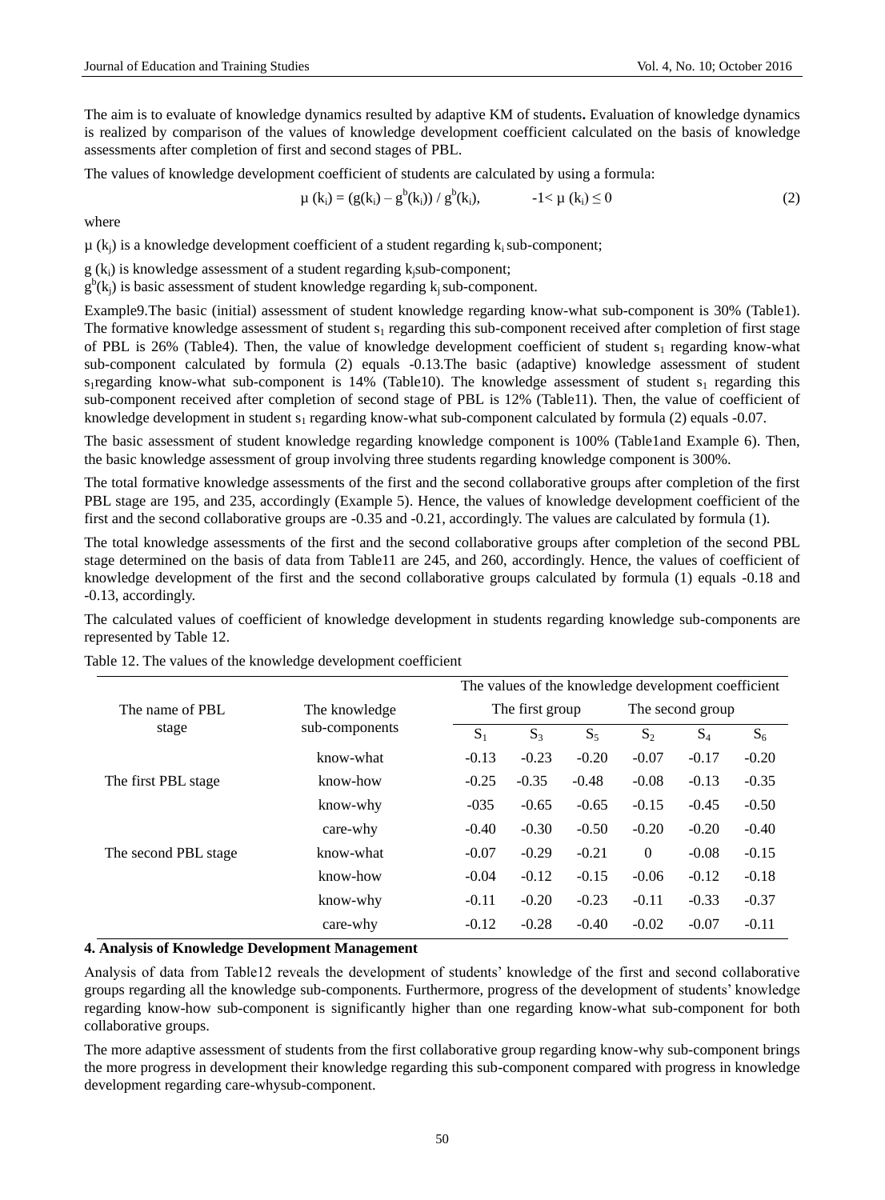The aim is to evaluate of knowledge dynamics resulted by adaptive KM of students**.** Evaluation of knowledge dynamics is realized by comparison of the values of knowledge development coefficient calculated on the basis of knowledge assessments after completion of first and second stages of PBL.

The values of knowledge development coefficient of students are calculated by using a formula:

$$\mu (k_i) = (g(k_i) – g^b(k_i)) / g^b(k_i), \qquad -1< \mu (k_i) \leq 0 \tag{2}$$

where

$\mu (k_j)$ is a knowledge development coefficient of a student regarding $k_i$ sub-component;

$g (k_i)$ is knowledge assessment of a student regarding $k_j$sub-component;

$g^b(k_j)$ is basic assessment of student knowledge regarding $k_j$ sub-component.

Example9.The basic (initial) assessment of student knowledge regarding know-what sub-component is 30% (Table1). The formative knowledge assessment of student $s_1$ regarding this sub-component received after completion of first stage of PBL is 26% (Table4). Then, the value of knowledge development coefficient of student $s_1$ regarding know-what sub-component calculated by formula (2) equals -0.13.The basic (adaptive) knowledge assessment of student $s_1$regarding know-what sub-component is 14% (Table10). The knowledge assessment of student $s_1$ regarding this sub-component received after completion of second stage of PBL is 12% (Table11). Then, the value of coefficient of knowledge development in student $s_1$ regarding know-what sub-component calculated by formula (2) equals -0.07.

The basic assessment of student knowledge regarding knowledge component is 100% (Table1and Example 6). Then, the basic knowledge assessment of group involving three students regarding knowledge component is 300%.

The total formative knowledge assessments of the first and the second collaborative groups after completion of the first PBL stage are 195, and 235, accordingly (Example 5). Hence, the values of knowledge development coefficient of the first and the second collaborative groups are -0.35 and -0.21, accordingly. The values are calculated by formula (1).

The total knowledge assessments of the first and the second collaborative groups after completion of the second PBL stage determined on the basis of data from Table11 are 245, and 260, accordingly. Hence, the values of coefficient of knowledge development of the first and the second collaborative groups calculated by formula (1) equals -0.18 and -0.13, accordingly.

The calculated values of coefficient of knowledge development in students regarding knowledge sub-components are represented by Table 12.

Table 12. The values of the knowledge development coefficient

| The name of PBL stage | The knowledge sub-components | The values of the knowledge development coefficient | | | | | |
|---|---|---|---|---|---|---|---|
| | | The first group | | | The second group | | |
| | | $S_1$ | $S_3$ | $S_5$ | $S_2$ | $S_4$ | $S_6$ |
| The first PBL stage | know-what | -0.13 | -0.23 | -0.20 | -0.07 | -0.17 | -0.20 |
| | know-how | -0.25 | -0.35 | -0.48 | -0.08 | -0.13 | -0.35 |
| | know-why | -035 | -0.65 | -0.65 | -0.15 | -0.45 | -0.50 |
| | care-why | -0.40 | -0.30 | -0.50 | -0.20 | -0.20 | -0.40 |
| The second PBL stage | know-what | -0.07 | -0.29 | -0.21 | 0 | -0.08 | -0.15 |
| | know-how | -0.04 | -0.12 | -0.15 | -0.06 | -0.12 | -0.18 |
| | know-why | -0.11 | -0.20 | -0.23 | -0.11 | -0.33 | -0.37 |
| | care-why | -0.12 | -0.28 | -0.40 | -0.02 | -0.07 | -0.11 |

## 4. Analysis of Knowledge Development Management

Analysis of data from Table12 reveals the development of students' knowledge of the first and second collaborative groups regarding all the knowledge sub-components. Furthermore, progress of the development of students' knowledge regarding know-how sub-component is significantly higher than one regarding know-what sub-component for both collaborative groups.

The more adaptive assessment of students from the first collaborative group regarding know-why sub-component brings the more progress in development their knowledge regarding this sub-component compared with progress in knowledge development regarding care-whysub-component.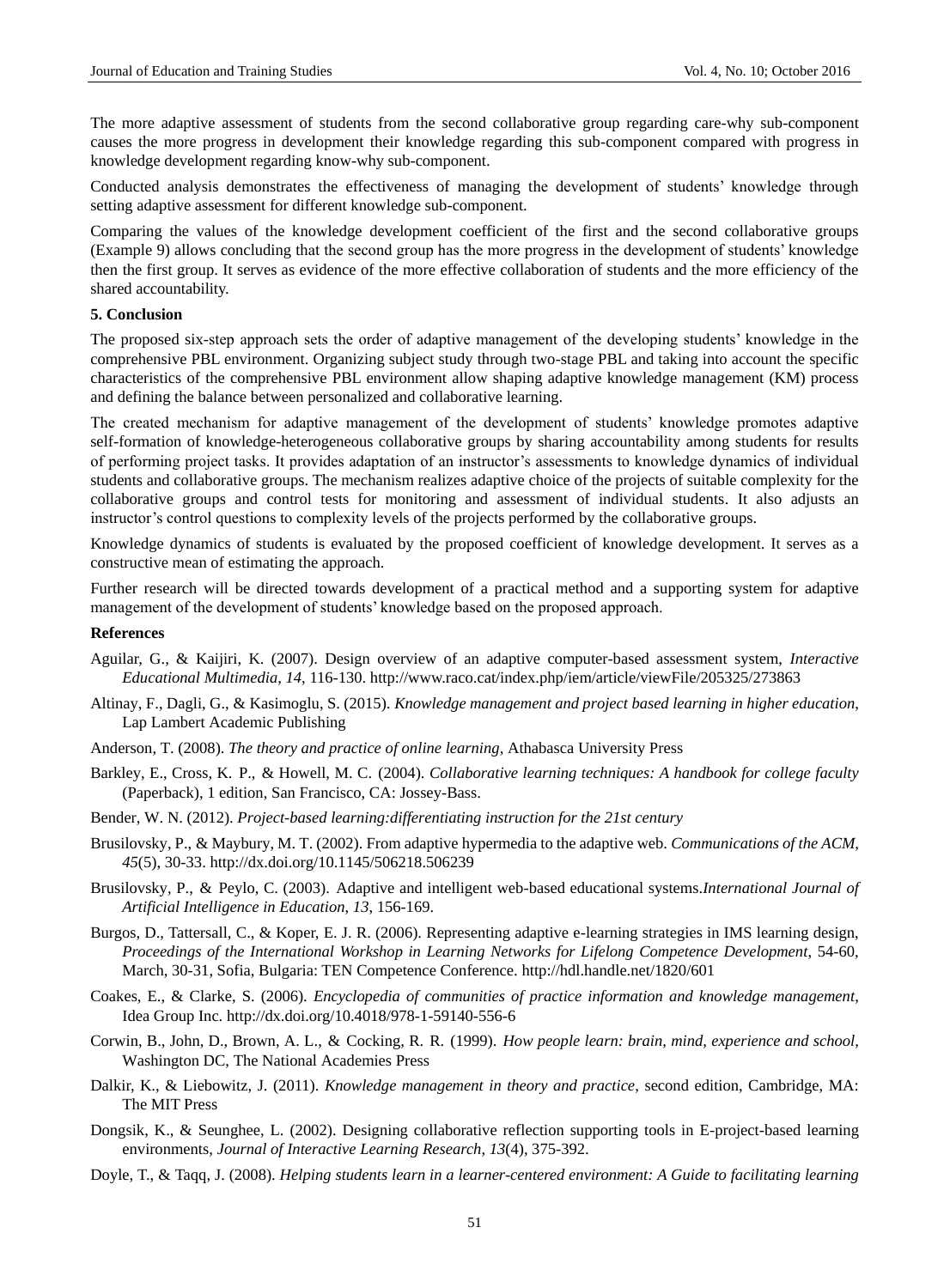The more adaptive assessment of students from the second collaborative group regarding care-why sub-component causes the more progress in development their knowledge regarding this sub-component compared with progress in knowledge development regarding know-why sub-component.

Conducted analysis demonstrates the effectiveness of managing the development of students' knowledge through setting adaptive assessment for different knowledge sub-component.

Comparing the values of the knowledge development coefficient of the first and the second collaborative groups (Example 9) allows concluding that the second group has the more progress in the development of students' knowledge then the first group. It serves as evidence of the more effective collaboration of students and the more efficiency of the shared accountability.

## 5. Conclusion

The proposed six-step approach sets the order of adaptive management of the developing students' knowledge in the comprehensive PBL environment. Organizing subject study through two-stage PBL and taking into account the specific characteristics of the comprehensive PBL environment allow shaping adaptive knowledge management (KM) process and defining the balance between personalized and collaborative learning.

The created mechanism for adaptive management of the development of students' knowledge promotes adaptive self-formation of knowledge-heterogeneous collaborative groups by sharing accountability among students for results of performing project tasks. It provides adaptation of an instructor's assessments to knowledge dynamics of individual students and collaborative groups. The mechanism realizes adaptive choice of the projects of suitable complexity for the collaborative groups and control tests for monitoring and assessment of individual students. It also adjusts an instructor's control questions to complexity levels of the projects performed by the collaborative groups.

Knowledge dynamics of students is evaluated by the proposed coefficient of knowledge development. It serves as a constructive mean of estimating the approach.

Further research will be directed towards development of a practical method and a supporting system for adaptive management of the development of students' knowledge based on the proposed approach.

## References

Aguilar, G., & Kaijiri, K. (2007). Design overview of an adaptive computer-based assessment system, *Interactive Educational Multimedia*, *14*, 116-130. http://www.raco.cat/index.php/iem/article/viewFile/205325/273863

Altinay, F., Dagli, G., & Kasimoglu, S. (2015). *Knowledge management and project based learning in higher education*, Lap Lambert Academic Publishing

Anderson, T. (2008). *The theory and practice of online learning*, Athabasca University Press

Barkley, E., Cross, K. P., & Howell, M. C. (2004). *Collaborative learning techniques: A handbook for college faculty* (Paperback), 1 edition, San Francisco, CA: Jossey-Bass.

Bender, W. N. (2012). *Project-based learning:differentiating instruction for the 21st century*

Brusilovsky, P., & Maybury, M. T. (2002). From adaptive hypermedia to the adaptive web. *Communications of the ACM*, *45*(5), 30-33. http://dx.doi.org/10.1145/506218.506239

Brusilovsky, P., & Peylo, C. (2003). Adaptive and intelligent web-based educational systems.*International Journal of Artificial Intelligence in Education*, *13*, 156-169.

Burgos, D., Tattersall, C., & Koper, E. J. R. (2006). Representing adaptive e-learning strategies in IMS learning design, *Proceedings of the International Workshop in Learning Networks for Lifelong Competence Development*, 54-60, March, 30-31, Sofia, Bulgaria: TEN Competence Conference. http://hdl.handle.net/1820/601

Coakes, E., & Clarke, S. (2006). *Encyclopedia of communities of practice information and knowledge management*, Idea Group Inc. http://dx.doi.org/10.4018/978-1-59140-556-6

Corwin, B., John, D., Brown, A. L., & Cocking, R. R. (1999). *How people learn: brain, mind, experience and school*, Washington DC, The National Academies Press

Dalkir, K., & Liebowitz, J. (2011). *Knowledge management in theory and practice*, second edition, Cambridge, MA: The MIT Press

Dongsik, K., & Seunghee, L. (2002). Designing collaborative reflection supporting tools in E-project-based learning environments, *Journal of Interactive Learning Research*, *13*(4), 375-392.

Doyle, T., & Taqq, J. (2008). *Helping students learn in a learner-centered environment: A Guide to facilitating learning*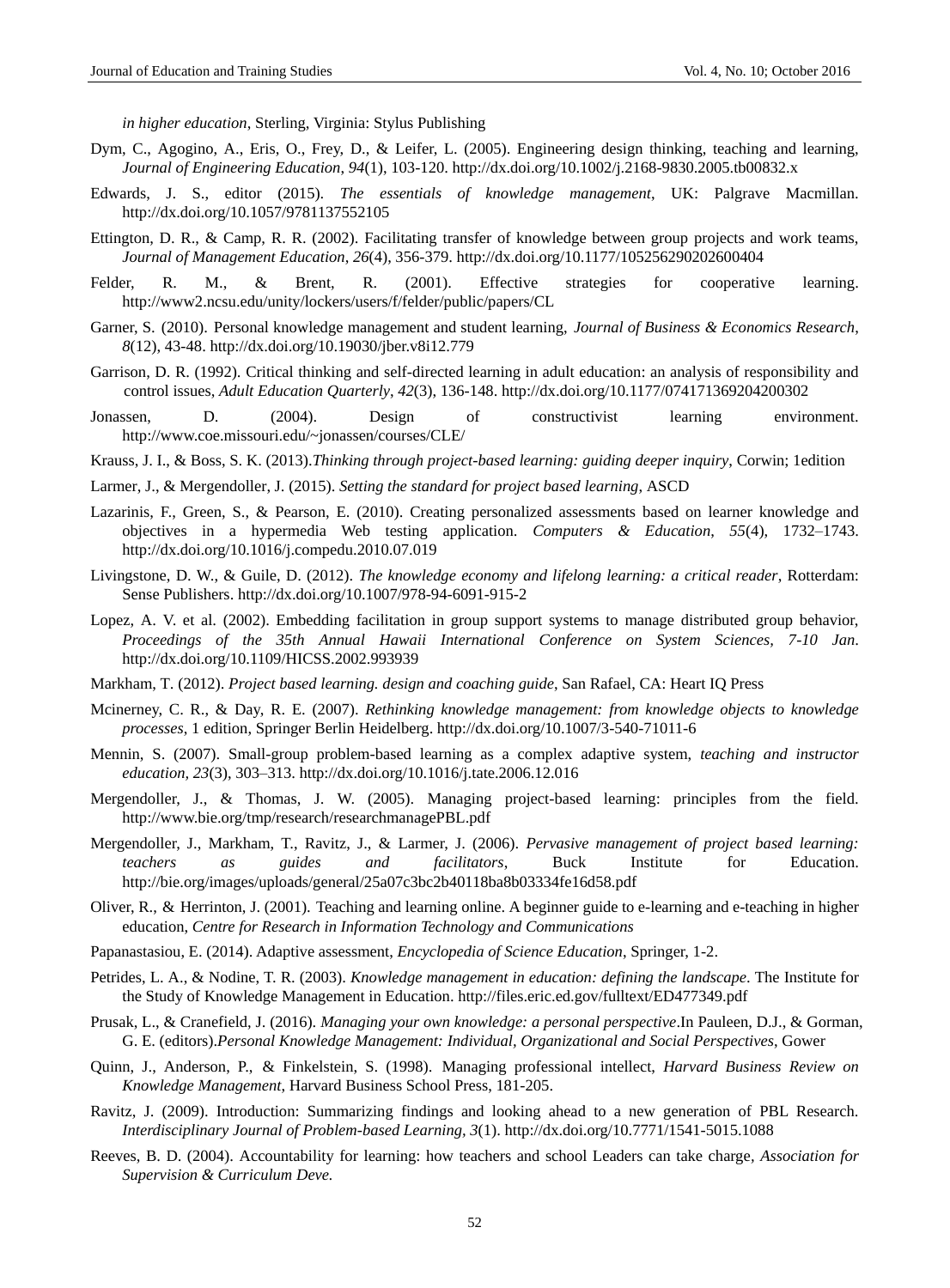*in higher education*, Sterling, Virginia: Stylus Publishing

Dym, C., Agogino, A., Eris, O., Frey, D., & Leifer, L. (2005). Engineering design thinking, teaching and learning, *Journal of Engineering Education, 94*(1), 103-120. http://dx.doi.org/10.1002/j.2168-9830.2005.tb00832.x

Edwards, J. S., editor (2015). *The essentials of knowledge management*, UK: Palgrave Macmillan. http://dx.doi.org/10.1057/9781137552105

Ettington, D. R., & Camp, R. R. (2002). Facilitating transfer of knowledge between group projects and work teams, *Journal of Management Education, 26*(4), 356-379. http://dx.doi.org/10.1177/105256290202600404

Felder, R. M., & Brent, R. (2001). Effective strategies for cooperative learning. http://www2.ncsu.edu/unity/lockers/users/f/felder/public/papers/CL

Garner, S. (2010). Personal knowledge management and student learning, *Journal of Business & Economics Research*, *8*(12), 43-48. http://dx.doi.org/10.19030/jber.v8i12.779

Garrison, D. R. (1992). Critical thinking and self-directed learning in adult education: an analysis of responsibility and control issues, *Adult Education Quarterly, 42*(3), 136-148. http://dx.doi.org/10.1177/074171369204200302

Jonassen, D. (2004). Design of constructivist learning environment. http://www.coe.missouri.edu/~jonassen/courses/CLE/

Krauss, J. I., & Boss, S. K. (2013).*Thinking through project-based learning: guiding deeper inquiry*, Corwin; 1edition

Larmer, J., & Mergendoller, J. (2015). *Setting the standard for project based learning*, ASCD

Lazarinis, F., Green, S., & Pearson, E. (2010). Creating personalized assessments based on learner knowledge and objectives in a hypermedia Web testing application. *Computers & Education*, *55*(4), 1732–1743. http://dx.doi.org/10.1016/j.compedu.2010.07.019

Livingstone, D. W., & Guile, D. (2012). *The knowledge economy and lifelong learning: a critical reader*, Rotterdam: Sense Publishers. http://dx.doi.org/10.1007/978-94-6091-915-2

Lopez, A. V. et al. (2002). Embedding facilitation in group support systems to manage distributed group behavior, *Proceedings of the 35th Annual Hawaii International Conference on System Sciences, 7-10 Jan*. http://dx.doi.org/10.1109/HICSS.2002.993939

Markham, T. (2012). *Project based learning. design and coaching guide*, San Rafael, CA: Heart IQ Press

Mcinerney, C. R., & Day, R. E. (2007). *Rethinking knowledge management: from knowledge objects to knowledge processes*, 1 edition, Springer Berlin Heidelberg. http://dx.doi.org/10.1007/3-540-71011-6

Mennin, S. (2007). Small-group problem-based learning as a complex adaptive system, *teaching and instructor education, 23*(3), 303–313. http://dx.doi.org/10.1016/j.tate.2006.12.016

Mergendoller, J., & Thomas, J. W. (2005). Managing project-based learning: principles from the field. http://www.bie.org/tmp/research/researchmanagePBL.pdf

Mergendoller, J., Markham, T., Ravitz, J., & Larmer, J. (2006). *Pervasive management of project based learning: teachers as guides and facilitators*, Buck Institute for Education. http://bie.org/images/uploads/general/25a07c3bc2b40118ba8b03334fe16d58.pdf

Oliver, R., & Herrinton, J. (2001). Teaching and learning online. A beginner guide to e-learning and e-teaching in higher education, *Centre for Research in Information Technology and Communications*

Papanastasiou, E. (2014). Adaptive assessment, *Encyclopedia of Science Education*, Springer, 1-2.

Petrides, L. A., & Nodine, T. R. (2003). *Knowledge management in education: defining the landscape*. The Institute for the Study of Knowledge Management in Education. http://files.eric.ed.gov/fulltext/ED477349.pdf

Prusak, L., & Cranefield, J. (2016). *Managing your own knowledge: a personal perspective*.In Pauleen, D.J., & Gorman, G. E. (editors).*Personal Knowledge Management: Individual, Organizational and Social Perspectives*, Gower

Quinn, J., Anderson, P., & Finkelstein, S. (1998). Managing professional intellect, *Harvard Business Review on Knowledge Management*, Harvard Business School Press, 181-205.

Ravitz, J. (2009). Introduction: Summarizing findings and looking ahead to a new generation of PBL Research. *Interdisciplinary Journal of Problem-based Learning, 3*(1). http://dx.doi.org/10.7771/1541-5015.1088

Reeves, B. D. (2004). Accountability for learning: how teachers and school Leaders can take charge, *Association for Supervision & Curriculum Deve.*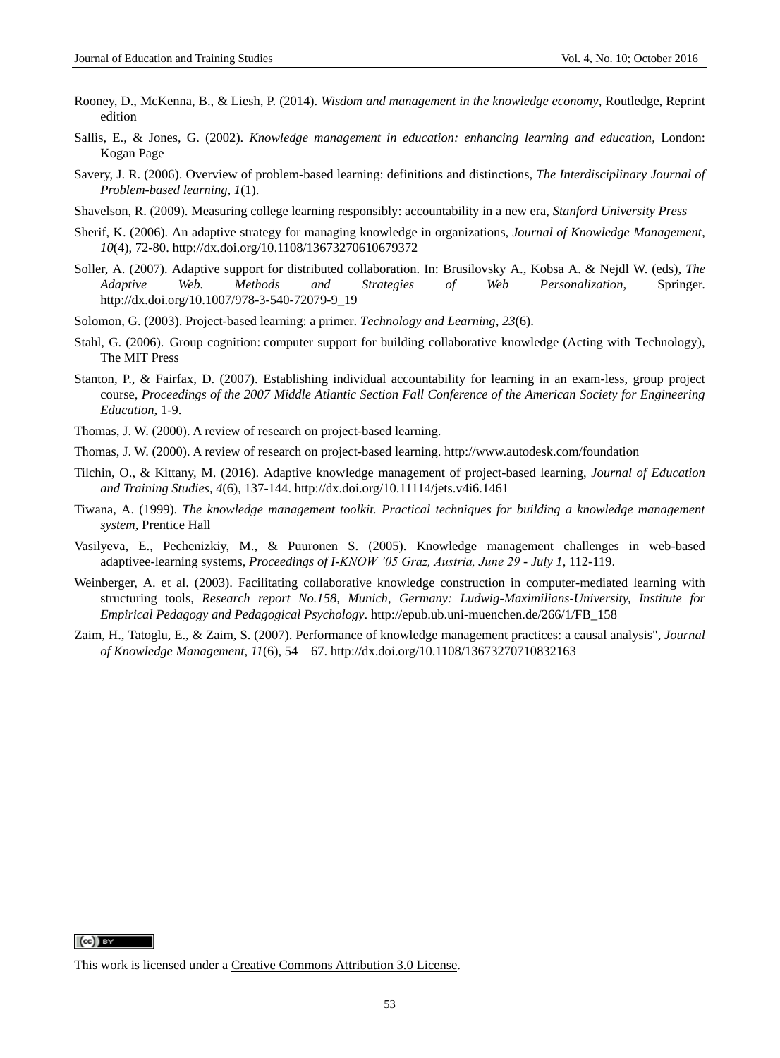Rooney, D., McKenna, B., & Liesh, P. (2014). *Wisdom and management in the knowledge economy*, Routledge, Reprint edition

Sallis, E., & Jones, G. (2002). *Knowledge management in education: enhancing learning and education*, London: Kogan Page

Savery, J. R. (2006). Overview of problem-based learning: definitions and distinctions, *The Interdisciplinary Journal of Problem-based learning*, *1*(1).

Shavelson, R. (2009). Measuring college learning responsibly: accountability in a new era, *Stanford University Press*

Sherif, K. (2006). An adaptive strategy for managing knowledge in organizations, *Journal of Knowledge Management*, *10*(4), 72-80. http://dx.doi.org/10.1108/13673270610679372

Soller, A. (2007). Adaptive support for distributed collaboration. In: Brusilovsky A., Kobsa A. & Nejdl W. (eds), *The Adaptive Web. Methods and Strategies of Web Personalization*, Springer. http://dx.doi.org/10.1007/978-3-540-72079-9_19

Solomon, G. (2003). Project-based learning: a primer. *Technology and Learning*, *23*(6).

Stahl, G. (2006). Group cognition: computer support for building collaborative knowledge (Acting with Technology), The MIT Press

Stanton, P., & Fairfax, D. (2007). Establishing individual accountability for learning in an exam-less, group project course, *Proceedings of the 2007 Middle Atlantic Section Fall Conference of the American Society for Engineering Education*, 1-9.

Thomas, J. W. (2000). A review of research on project-based learning.

Thomas, J. W. (2000). A review of research on project-based learning. http://www.autodesk.com/foundation

Tilchin, O., & Kittany, M. (2016). Adaptive knowledge management of project-based learning, *Journal of Education and Training Studies*, *4*(6), 137-144. http://dx.doi.org/10.11114/jets.v4i6.1461

Tiwana, A. (1999). *The knowledge management toolkit. Practical techniques for building a knowledge management system*, Prentice Hall

Vasilyeva, E., Pechenizkiy, M., & Puuronen S. (2005). Knowledge management challenges in web-based adaptivee-learning systems, *Proceedings of I-KNOW '05 Graz, Austria, June 29 - July 1*, 112-119.

Weinberger, A. et al. (2003). Facilitating collaborative knowledge construction in computer-mediated learning with structuring tools, *Research report No.158, Munich, Germany: Ludwig-Maximilians-University, Institute for Empirical Pedagogy and Pedagogical Psychology*. http://epub.ub.uni-muenchen.de/266/1/FB_158

Zaim, H., Tatoglu, E., & Zaim, S. (2007). Performance of knowledge management practices: a causal analysis", *Journal of Knowledge Management*, *11*(6), 54 – 67. http://dx.doi.org/10.1108/13673270710832163

This work is licensed under a Creative Commons Attribution 3.0 License.